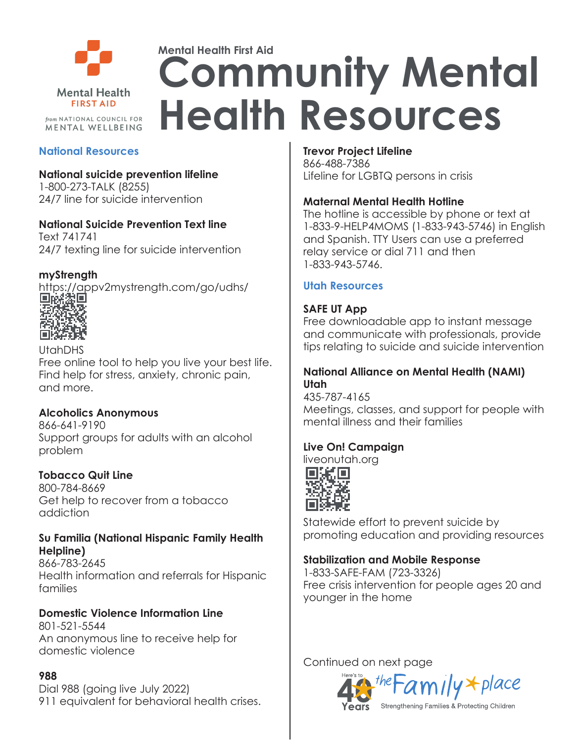Mental Health First Aid

# Community Mental Health Resources

## National Resources

**National suicide prevention lifeline**
1-800-273-TALK (8255)
24/7 line for suicide intervention

**National Suicide Prevention Text line**
Text 741741
24/7 texting line for suicide intervention

**myStrength**
https://appv2mystrength.com/go/udhs/

UtahDHS
Free online tool to help you live your best life. Find help for stress, anxiety, chronic pain, and more.

**Alcoholics Anonymous**
866-641-9190
Support groups for adults with an alcohol problem

**Tobacco Quit Line**
800-784-8669
Get help to recover from a tobacco addiction

**Su Familia (National Hispanic Family Health Helpline)**
866-783-2645
Health information and referrals for Hispanic families

**Domestic Violence Information Line**
801-521-5544
An anonymous line to receive help for domestic violence

**988**
Dial 988 (going live July 2022)
911 equivalent for behavioral health crises.

**Trevor Project Lifeline**
866-488-7386
Lifeline for LGBTQ persons in crisis

**Maternal Mental Health Hotline**
The hotline is accessible by phone or text at 1-833-9-HELP4MOMS (1-833-943-5746) in English and Spanish. TTY Users can use a preferred relay service or dial 711 and then 1-833-943-5746.

## Utah Resources

**SAFE UT App**
Free downloadable app to instant message and communicate with professionals, provide tips relating to suicide and suicide intervention

**National Alliance on Mental Health (NAMI) Utah**
435-787-4165
Meetings, classes, and support for people with mental illness and their families

**Live On! Campaign**
liveonutah.org

Statewide effort to prevent suicide by promoting education and providing resources

**Stabilization and Mobile Response**
1-833-SAFE-FAM (723-3326)
Free crisis intervention for people ages 20 and younger in the home

Continued on next page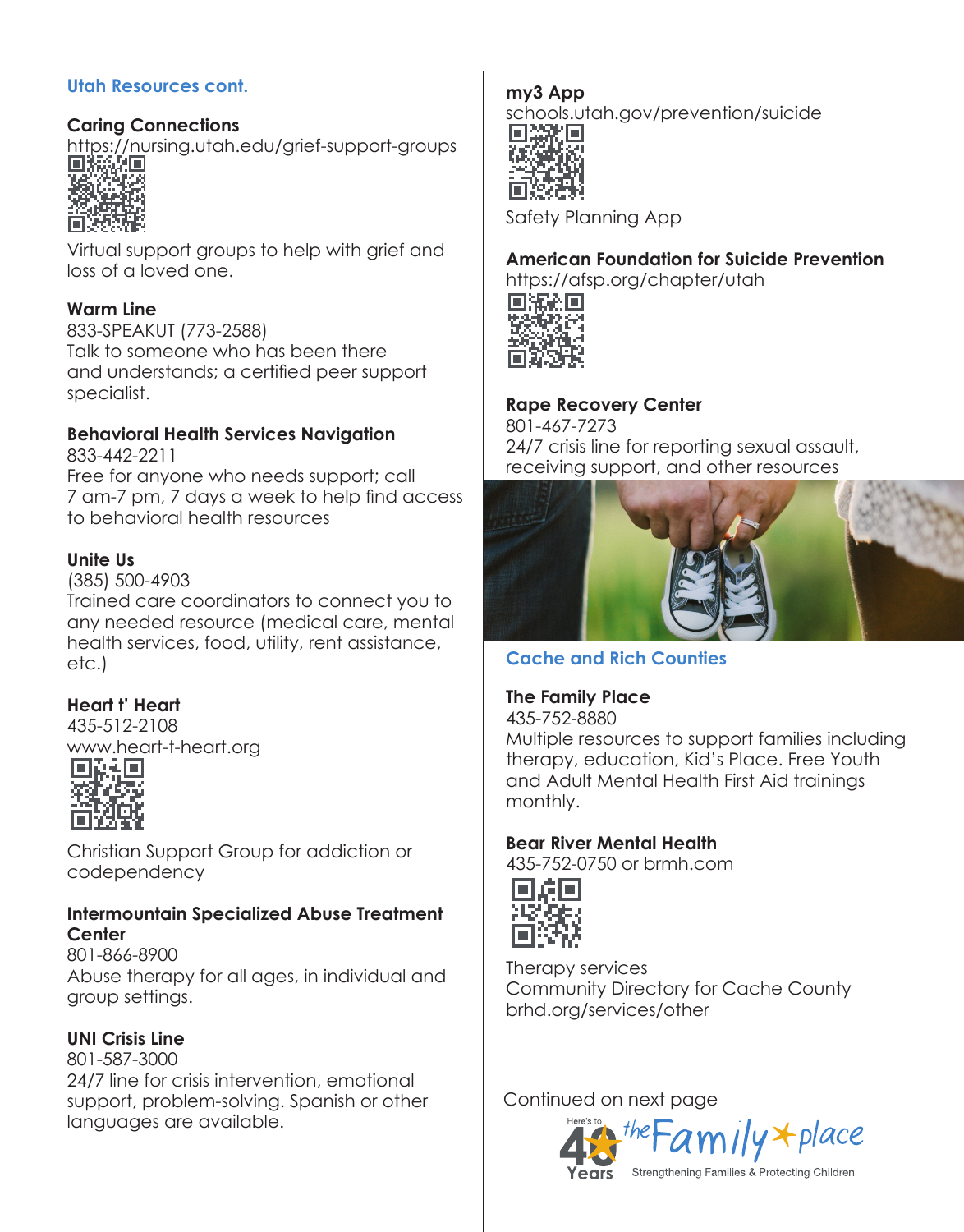## Utah Resources cont.

**Caring Connections**
https://nursing.utah.edu/grief-support-groups
Virtual support groups to help with grief and loss of a loved one.

**Warm Line**
833-SPEAKUT (773-2588)
Talk to someone who has been there and understands; a certified peer support specialist.

**Behavioral Health Services Navigation**
833-442-2211
Free for anyone who needs support; call 7 am-7 pm, 7 days a week to help find access to behavioral health resources

**Unite Us**
(385) 500-4903
Trained care coordinators to connect you to any needed resource (medical care, mental health services, food, utility, rent assistance, etc.)

**Heart t' Heart**
435-512-2108
www.heart-t-heart.org
Christian Support Group for addiction or codependency

**Intermountain Specialized Abuse Treatment Center**
801-866-8900
Abuse therapy for all ages, in individual and group settings.

**UNI Crisis Line**
801-587-3000
24/7 line for crisis intervention, emotional support, problem-solving. Spanish or other languages are available.

**my3 App**
schools.utah.gov/prevention/suicide
Safety Planning App

**American Foundation for Suicide Prevention**
https://afsp.org/chapter/utah

**Rape Recovery Center**
801-467-7273
24/7 crisis line for reporting sexual assault, receiving support, and other resources

## Cache and Rich Counties

**The Family Place**
435-752-8880
Multiple resources to support families including therapy, education, Kid's Place. Free Youth and Adult Mental Health First Aid trainings monthly.

**Bear River Mental Health**
435-752-0750 or brmh.com
Therapy services
Community Directory for Cache County
brhd.org/services/other

Continued on next page

Here's to 40 Years — the Family place — Strengthening Families & Protecting Children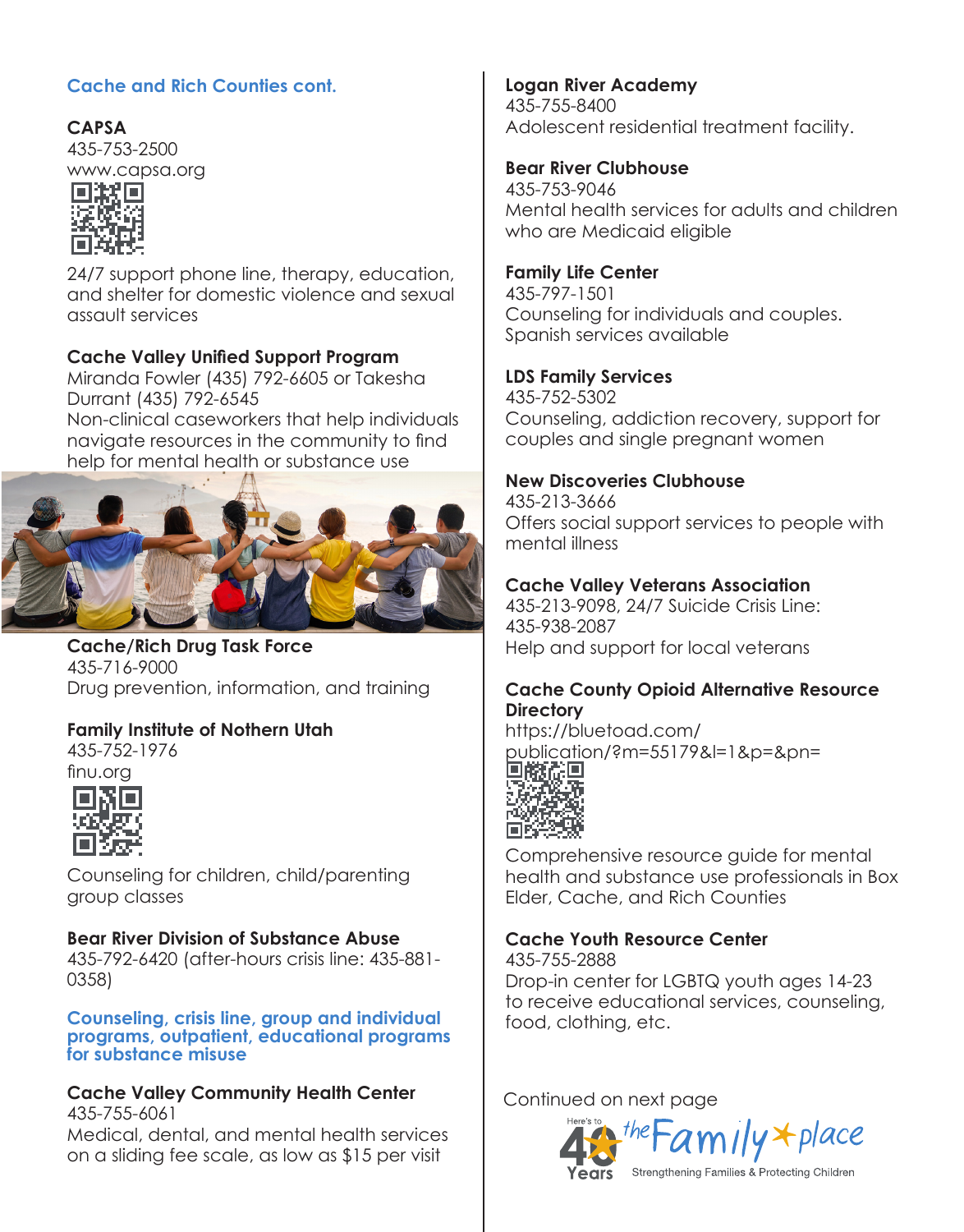## Cache and Rich Counties cont.

**CAPSA**
435-753-2500
www.capsa.org

24/7 support phone line, therapy, education, and shelter for domestic violence and sexual assault services

**Cache Valley Unified Support Program**
Miranda Fowler (435) 792-6605 or Takesha Durrant (435) 792-6545
Non-clinical caseworkers that help individuals navigate resources in the community to find help for mental health or substance use

**Cache/Rich Drug Task Force**
435-716-9000
Drug prevention, information, and training

**Family Institute of Nothern Utah**
435-752-1976
finu.org

Counseling for children, child/parenting group classes

**Bear River Division of Substance Abuse**
435-792-6420 (after-hours crisis line: 435-881-0358)

**Counseling, crisis line, group and individual programs, outpatient, educational programs for substance misuse**

**Cache Valley Community Health Center**
435-755-6061
Medical, dental, and mental health services on a sliding fee scale, as low as $15 per visit

**Logan River Academy**
435-755-8400
Adolescent residential treatment facility.

**Bear River Clubhouse**
435-753-9046
Mental health services for adults and children who are Medicaid eligible

**Family Life Center**
435-797-1501
Counseling for individuals and couples. Spanish services available

**LDS Family Services**
435-752-5302
Counseling, addiction recovery, support for couples and single pregnant women

**New Discoveries Clubhouse**
435-213-3666
Offers social support services to people with mental illness

**Cache Valley Veterans Association**
435-213-9098, 24/7 Suicide Crisis Line: 435-938-2087
Help and support for local veterans

**Cache County Opioid Alternative Resource Directory**
https://bluetoad.com/publication/?m=55179&l=1&p=&pn=

Comprehensive resource guide for mental health and substance use professionals in Box Elder, Cache, and Rich Counties

**Cache Youth Resource Center**
435-755-2888
Drop-in center for LGBTQ youth ages 14-23 to receive educational services, counseling, food, clothing, etc.

Continued on next page

Here's to 40 Years the Family place
Strengthening Families & Protecting Children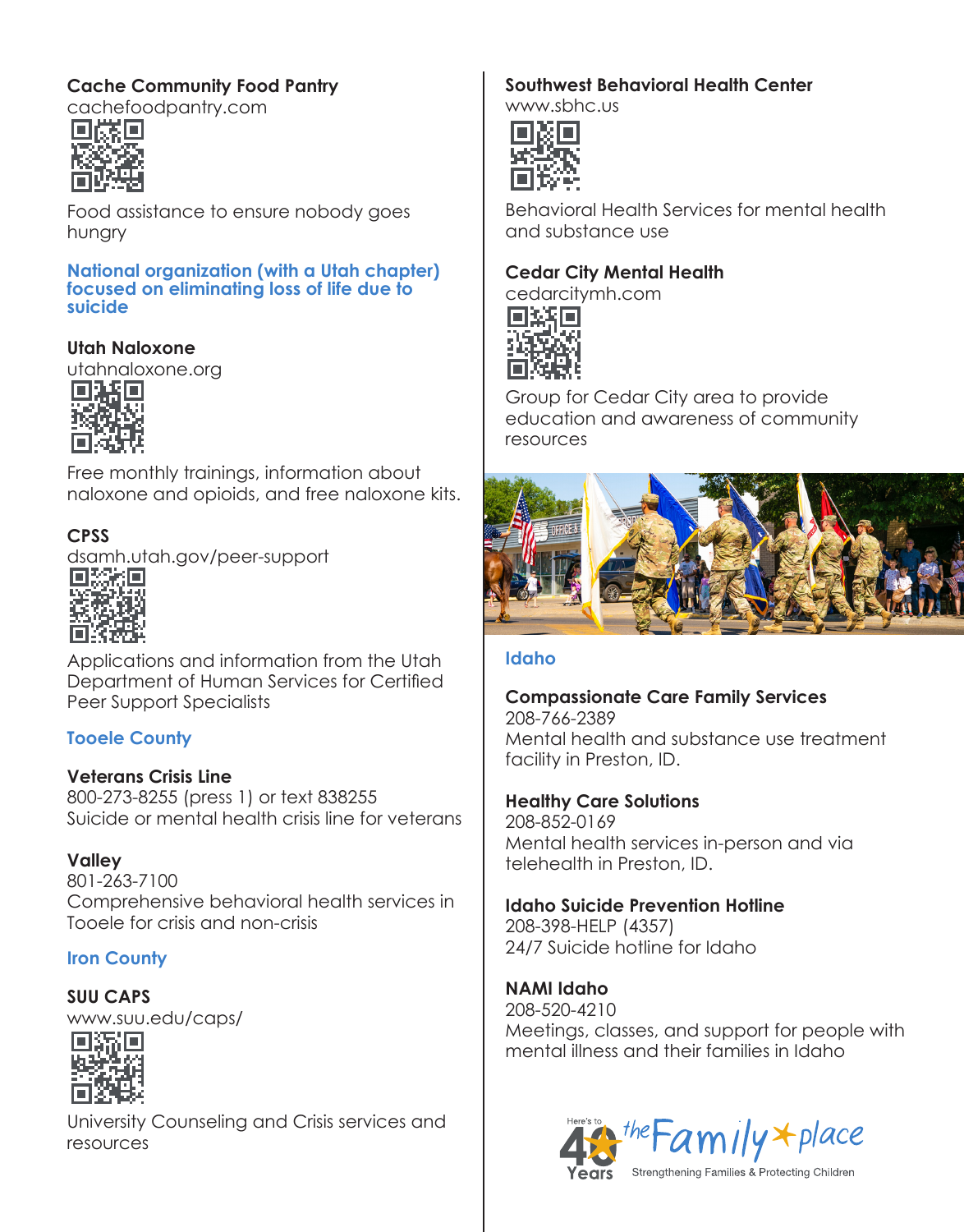**Cache Community Food Pantry**
cachefoodpantry.com

Food assistance to ensure nobody goes hungry

**National organization (with a Utah chapter) focused on eliminating loss of life due to suicide**

**Utah Naloxone**
utahnaloxone.org

Free monthly trainings, information about naloxone and opioids, and free naloxone kits.

**CPSS**
dsamh.utah.gov/peer-support

Applications and information from the Utah Department of Human Services for Certified Peer Support Specialists

## Tooele County

**Veterans Crisis Line**
800-273-8255 (press 1) or text 838255
Suicide or mental health crisis line for veterans

**Valley**
801-263-7100
Comprehensive behavioral health services in Tooele for crisis and non-crisis

## Iron County

**SUU CAPS**
www.suu.edu/caps/

University Counseling and Crisis services and resources

**Southwest Behavioral Health Center**
www.sbhc.us

Behavioral Health Services for mental health and substance use

**Cedar City Mental Health**
cedarcitymh.com

Group for Cedar City area to provide education and awareness of community resources

## Idaho

**Compassionate Care Family Services**
208-766-2389
Mental health and substance use treatment facility in Preston, ID.

**Healthy Care Solutions**
208-852-0169
Mental health services in-person and via telehealth in Preston, ID.

**Idaho Suicide Prevention Hotline**
208-398-HELP (4357)
24/7 Suicide hotline for Idaho

**NAMI Idaho**
208-520-4210
Meetings, classes, and support for people with mental illness and their families in Idaho

Here's to 40 Years — the Family place — Strengthening Families & Protecting Children